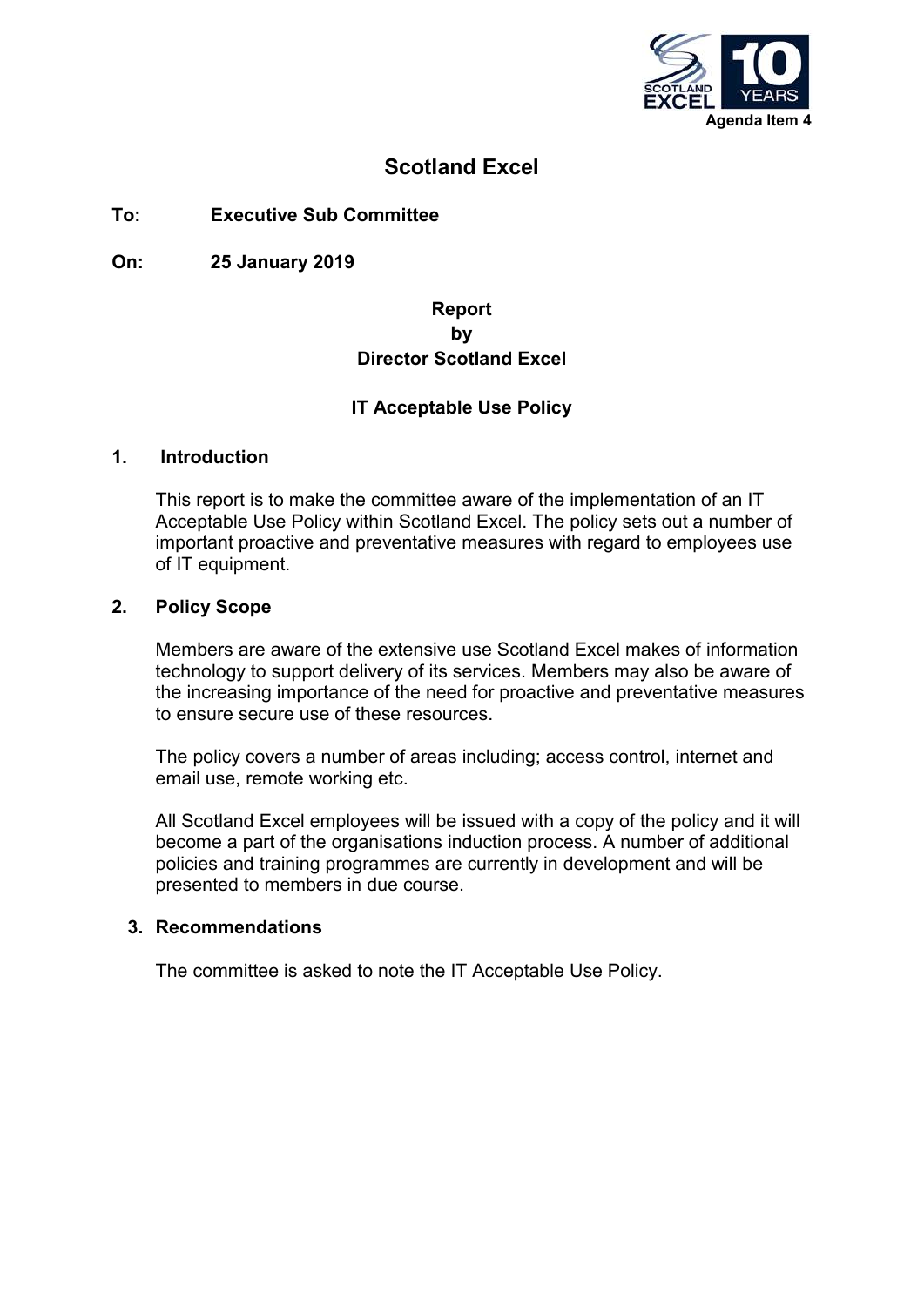Agenda Item 4

# Scotland Excel

**To:** **Executive Sub Committee**

**On:** **25 January 2019**

**Report**
**by**
**Director Scotland Excel**

**IT Acceptable Use Policy**

## 1. Introduction

This report is to make the committee aware of the implementation of an IT Acceptable Use Policy within Scotland Excel. The policy sets out a number of important proactive and preventative measures with regard to employees use of IT equipment.

## 2. Policy Scope

Members are aware of the extensive use Scotland Excel makes of information technology to support delivery of its services. Members may also be aware of the increasing importance of the need for proactive and preventative measures to ensure secure use of these resources.

The policy covers a number of areas including; access control, internet and email use, remote working etc.

All Scotland Excel employees will be issued with a copy of the policy and it will become a part of the organisations induction process. A number of additional policies and training programmes are currently in development and will be presented to members in due course.

## 3. Recommendations

The committee is asked to note the IT Acceptable Use Policy.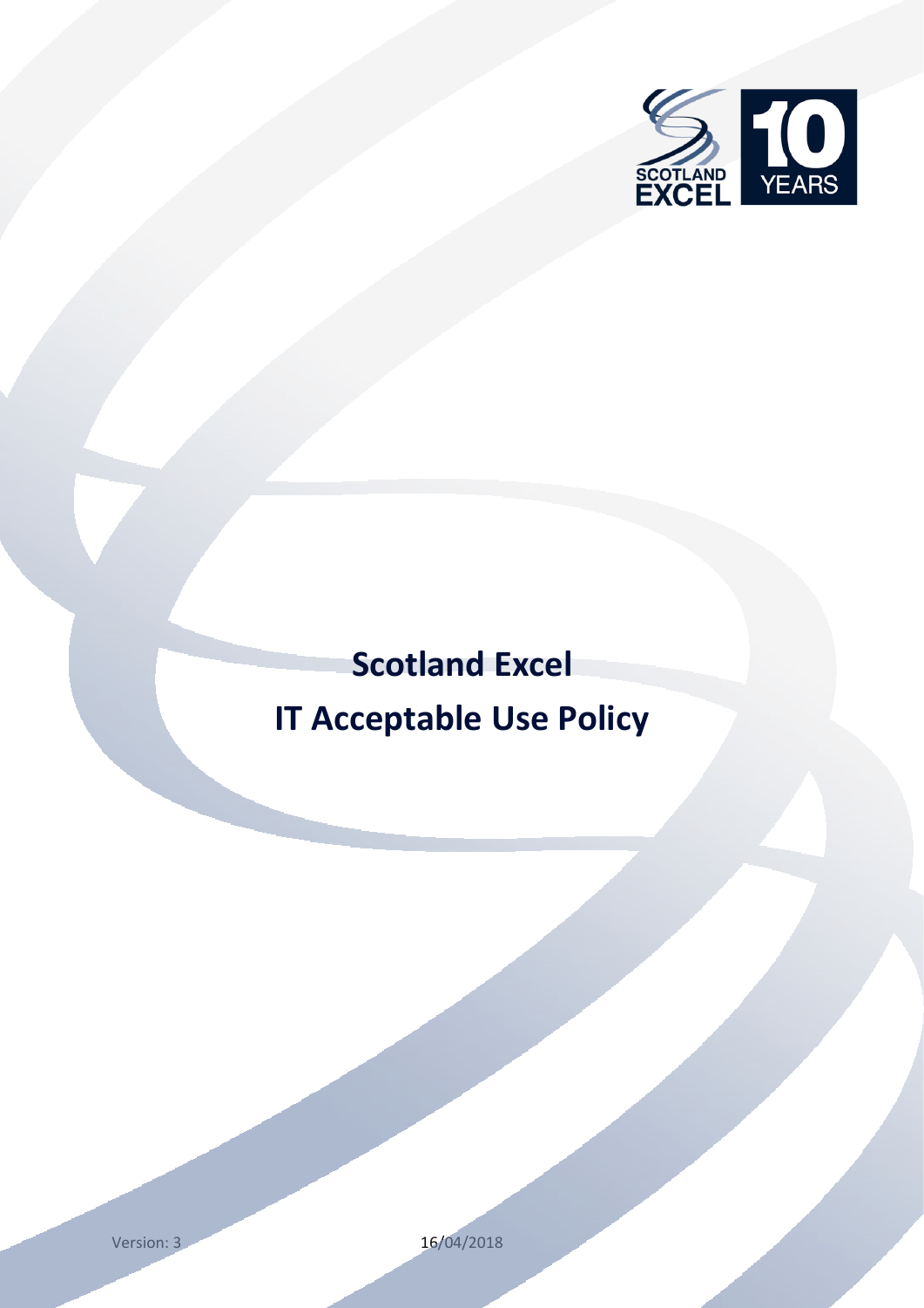# Scotland Excel

# IT Acceptable Use Policy

Version: 3 16/04/2018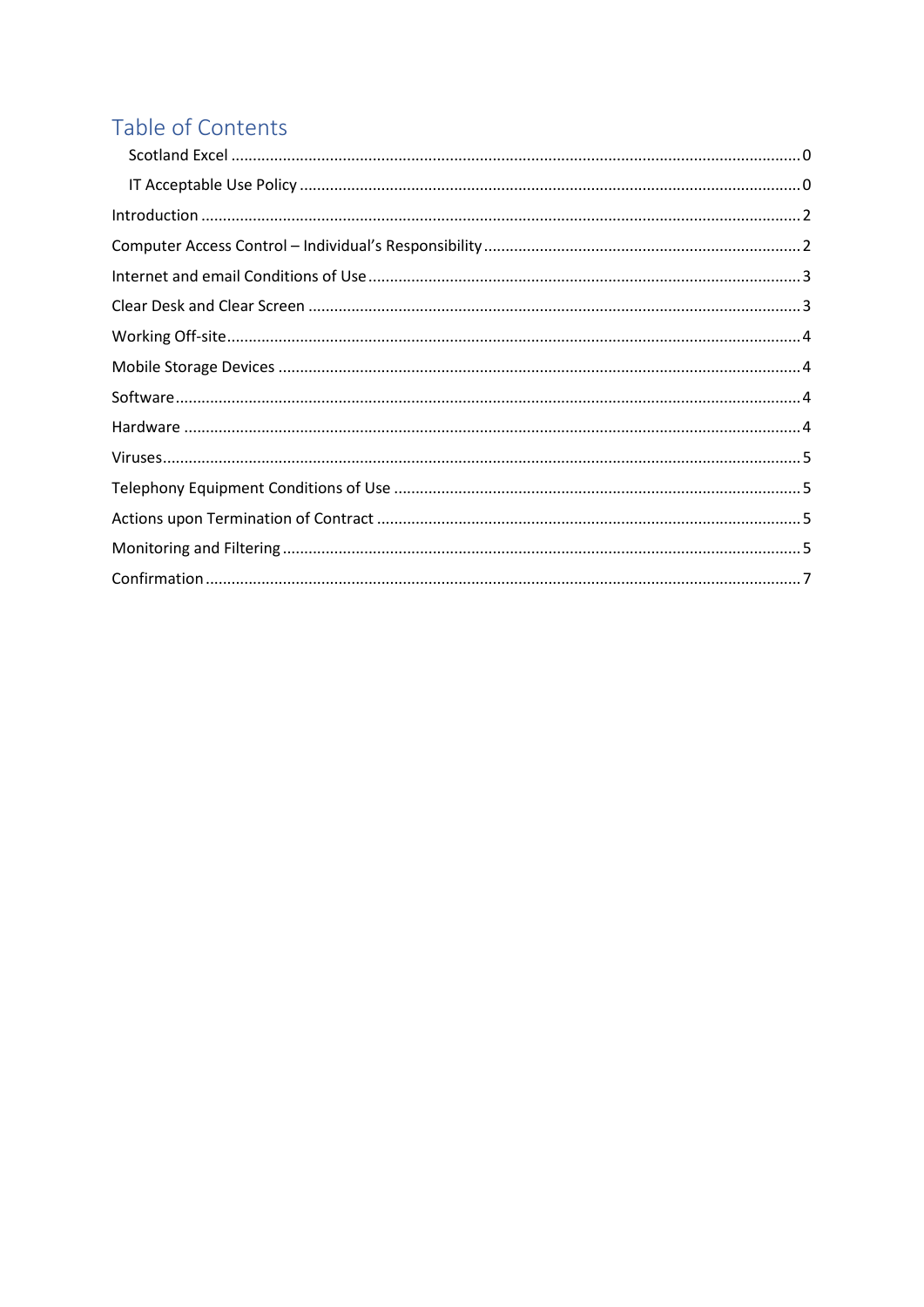## Table of Contents

- Scotland Excel ... 0
- IT Acceptable Use Policy ... 0

- Introduction ... 2
- Computer Access Control – Individual's Responsibility ... 2
- Internet and email Conditions of Use ... 3
- Clear Desk and Clear Screen ... 3
- Working Off-site ... 4
- Mobile Storage Devices ... 4
- Software ... 4
- Hardware ... 4
- Viruses ... 5
- Telephony Equipment Conditions of Use ... 5
- Actions upon Termination of Contract ... 5
- Monitoring and Filtering ... 5
- Confirmation ... 7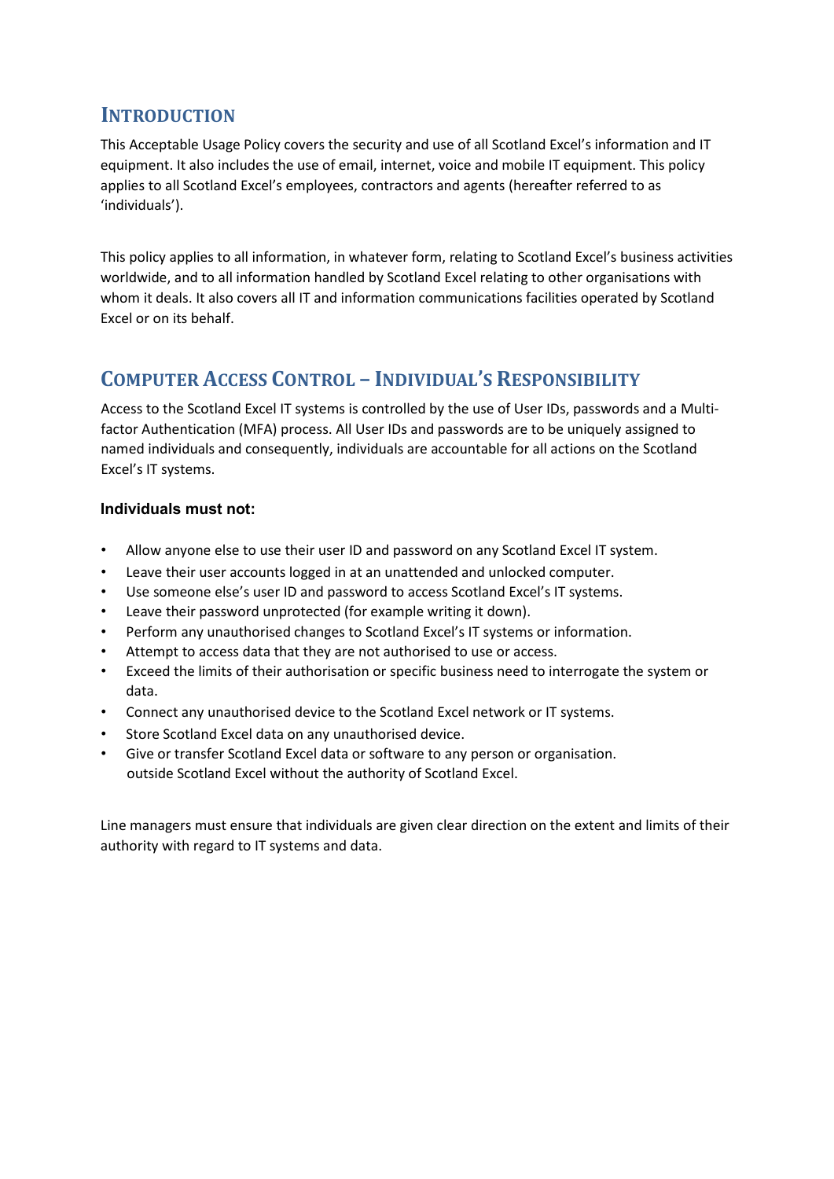## Introduction

This Acceptable Usage Policy covers the security and use of all Scotland Excel's information and IT equipment. It also includes the use of email, internet, voice and mobile IT equipment. This policy applies to all Scotland Excel's employees, contractors and agents (hereafter referred to as 'individuals').

This policy applies to all information, in whatever form, relating to Scotland Excel's business activities worldwide, and to all information handled by Scotland Excel relating to other organisations with whom it deals. It also covers all IT and information communications facilities operated by Scotland Excel or on its behalf.

## Computer Access Control – Individual's Responsibility

Access to the Scotland Excel IT systems is controlled by the use of User IDs, passwords and a Multi-factor Authentication (MFA) process. All User IDs and passwords are to be uniquely assigned to named individuals and consequently, individuals are accountable for all actions on the Scotland Excel's IT systems.

**Individuals must not:**

- Allow anyone else to use their user ID and password on any Scotland Excel IT system.
- Leave their user accounts logged in at an unattended and unlocked computer.
- Use someone else's user ID and password to access Scotland Excel's IT systems.
- Leave their password unprotected (for example writing it down).
- Perform any unauthorised changes to Scotland Excel's IT systems or information.
- Attempt to access data that they are not authorised to use or access.
- Exceed the limits of their authorisation or specific business need to interrogate the system or data.
- Connect any unauthorised device to the Scotland Excel network or IT systems.
- Store Scotland Excel data on any unauthorised device.
- Give or transfer Scotland Excel data or software to any person or organisation. outside Scotland Excel without the authority of Scotland Excel.

Line managers must ensure that individuals are given clear direction on the extent and limits of their authority with regard to IT systems and data.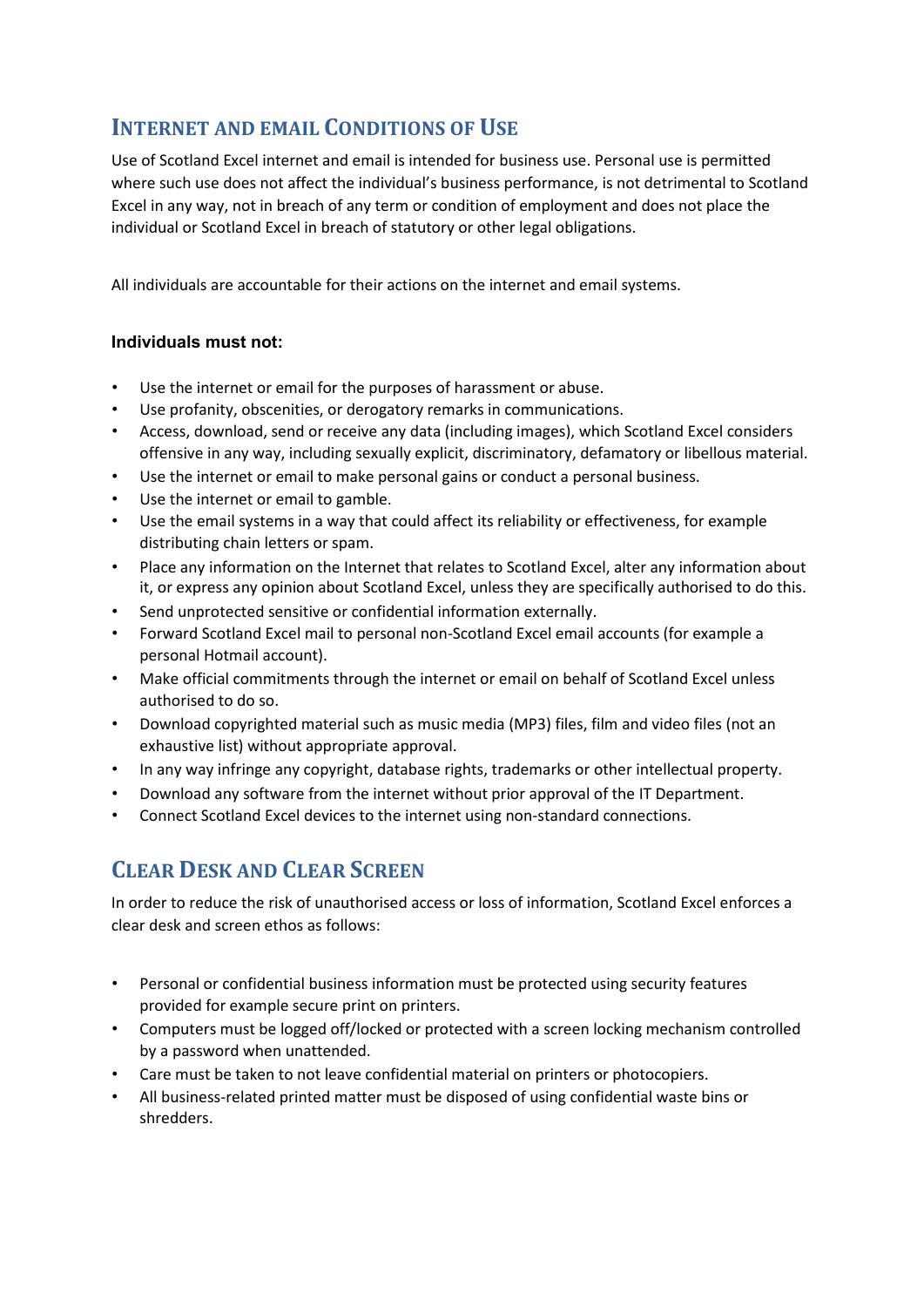## Internet and Email Conditions of Use

Use of Scotland Excel internet and email is intended for business use. Personal use is permitted where such use does not affect the individual's business performance, is not detrimental to Scotland Excel in any way, not in breach of any term or condition of employment and does not place the individual or Scotland Excel in breach of statutory or other legal obligations.

All individuals are accountable for their actions on the internet and email systems.

**Individuals must not:**

- Use the internet or email for the purposes of harassment or abuse.
- Use profanity, obscenities, or derogatory remarks in communications.
- Access, download, send or receive any data (including images), which Scotland Excel considers offensive in any way, including sexually explicit, discriminatory, defamatory or libellous material.
- Use the internet or email to make personal gains or conduct a personal business.
- Use the internet or email to gamble.
- Use the email systems in a way that could affect its reliability or effectiveness, for example distributing chain letters or spam.
- Place any information on the Internet that relates to Scotland Excel, alter any information about it, or express any opinion about Scotland Excel, unless they are specifically authorised to do this.
- Send unprotected sensitive or confidential information externally.
- Forward Scotland Excel mail to personal non-Scotland Excel email accounts (for example a personal Hotmail account).
- Make official commitments through the internet or email on behalf of Scotland Excel unless authorised to do so.
- Download copyrighted material such as music media (MP3) files, film and video files (not an exhaustive list) without appropriate approval.
- In any way infringe any copyright, database rights, trademarks or other intellectual property.
- Download any software from the internet without prior approval of the IT Department.
- Connect Scotland Excel devices to the internet using non-standard connections.

## Clear Desk and Clear Screen

In order to reduce the risk of unauthorised access or loss of information, Scotland Excel enforces a clear desk and screen ethos as follows:

- Personal or confidential business information must be protected using security features provided for example secure print on printers.
- Computers must be logged off/locked or protected with a screen locking mechanism controlled by a password when unattended.
- Care must be taken to not leave confidential material on printers or photocopiers.
- All business-related printed matter must be disposed of using confidential waste bins or shredders.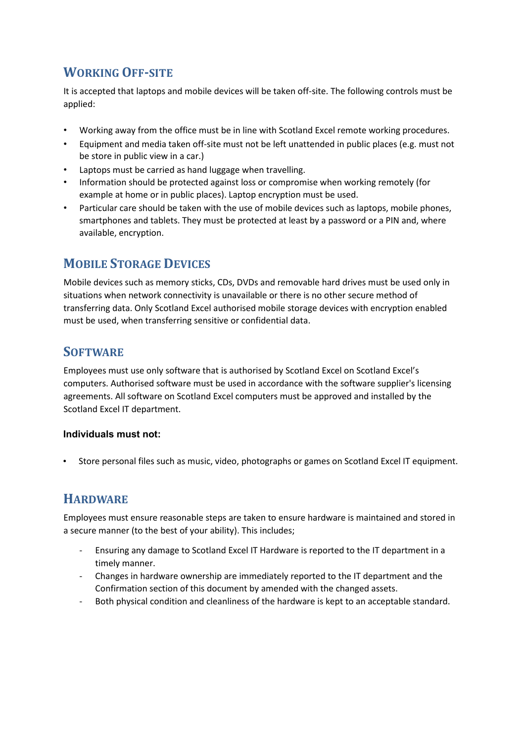## Working Off-site

It is accepted that laptops and mobile devices will be taken off-site. The following controls must be applied:

- Working away from the office must be in line with Scotland Excel remote working procedures.
- Equipment and media taken off-site must not be left unattended in public places (e.g. must not be store in public view in a car.)
- Laptops must be carried as hand luggage when travelling.
- Information should be protected against loss or compromise when working remotely (for example at home or in public places). Laptop encryption must be used.
- Particular care should be taken with the use of mobile devices such as laptops, mobile phones, smartphones and tablets. They must be protected at least by a password or a PIN and, where available, encryption.

## Mobile Storage Devices

Mobile devices such as memory sticks, CDs, DVDs and removable hard drives must be used only in situations when network connectivity is unavailable or there is no other secure method of transferring data. Only Scotland Excel authorised mobile storage devices with encryption enabled must be used, when transferring sensitive or confidential data.

## Software

Employees must use only software that is authorised by Scotland Excel on Scotland Excel's computers. Authorised software must be used in accordance with the software supplier's licensing agreements. All software on Scotland Excel computers must be approved and installed by the Scotland Excel IT department.

**Individuals must not:**

- Store personal files such as music, video, photographs or games on Scotland Excel IT equipment.

## Hardware

Employees must ensure reasonable steps are taken to ensure hardware is maintained and stored in a secure manner (to the best of your ability). This includes;

- Ensuring any damage to Scotland Excel IT Hardware is reported to the IT department in a timely manner.
- Changes in hardware ownership are immediately reported to the IT department and the Confirmation section of this document by amended with the changed assets.
- Both physical condition and cleanliness of the hardware is kept to an acceptable standard.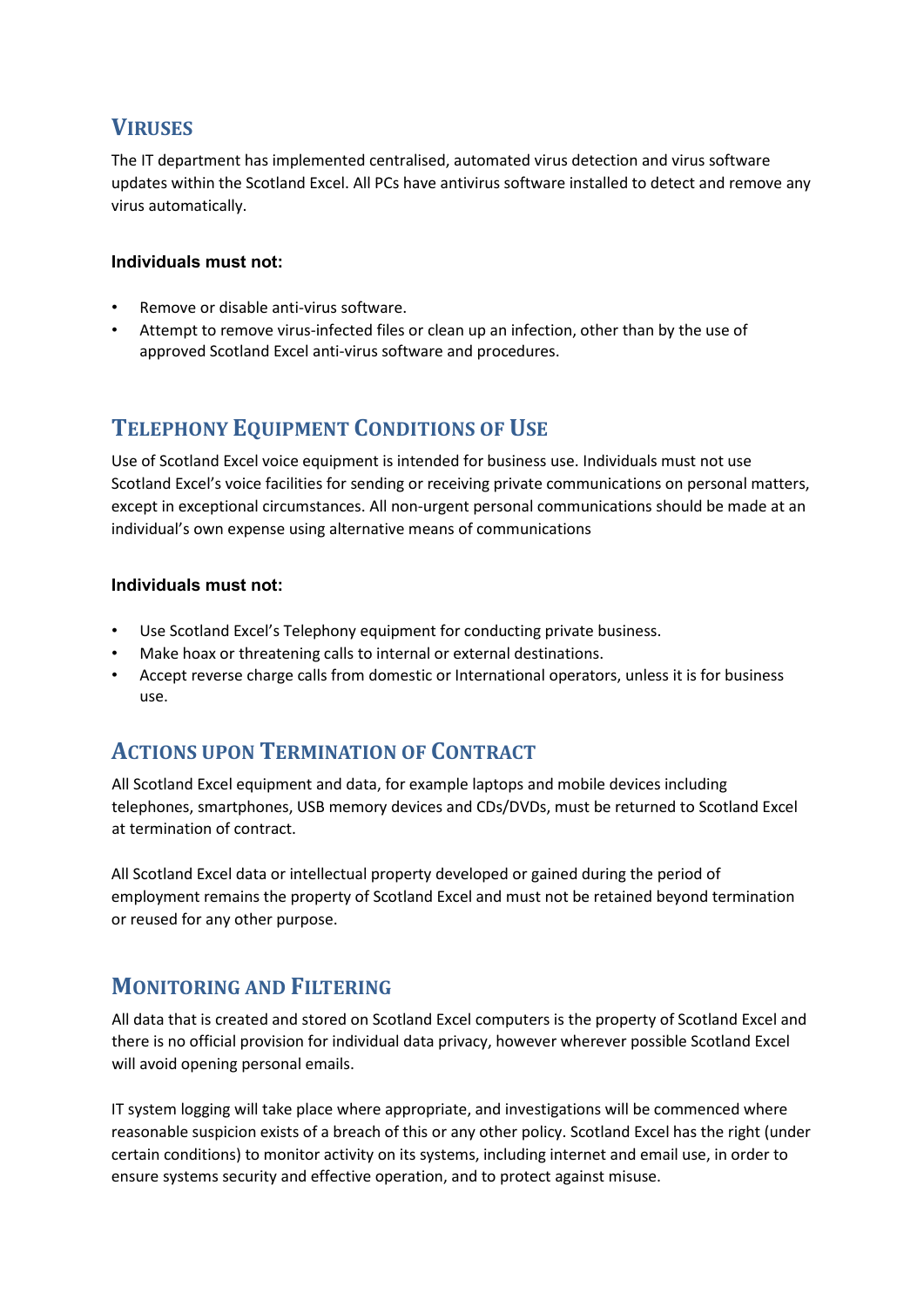## Viruses

The IT department has implemented centralised, automated virus detection and virus software updates within the Scotland Excel. All PCs have antivirus software installed to detect and remove any virus automatically.

**Individuals must not:**

- Remove or disable anti-virus software.
- Attempt to remove virus-infected files or clean up an infection, other than by the use of approved Scotland Excel anti-virus software and procedures.

## Telephony Equipment Conditions of Use

Use of Scotland Excel voice equipment is intended for business use. Individuals must not use Scotland Excel's voice facilities for sending or receiving private communications on personal matters, except in exceptional circumstances. All non-urgent personal communications should be made at an individual's own expense using alternative means of communications

**Individuals must not:**

- Use Scotland Excel's Telephony equipment for conducting private business.
- Make hoax or threatening calls to internal or external destinations.
- Accept reverse charge calls from domestic or International operators, unless it is for business use.

## Actions upon Termination of Contract

All Scotland Excel equipment and data, for example laptops and mobile devices including telephones, smartphones, USB memory devices and CDs/DVDs, must be returned to Scotland Excel at termination of contract.

All Scotland Excel data or intellectual property developed or gained during the period of employment remains the property of Scotland Excel and must not be retained beyond termination or reused for any other purpose.

## Monitoring and Filtering

All data that is created and stored on Scotland Excel computers is the property of Scotland Excel and there is no official provision for individual data privacy, however wherever possible Scotland Excel will avoid opening personal emails.

IT system logging will take place where appropriate, and investigations will be commenced where reasonable suspicion exists of a breach of this or any other policy. Scotland Excel has the right (under certain conditions) to monitor activity on its systems, including internet and email use, in order to ensure systems security and effective operation, and to protect against misuse.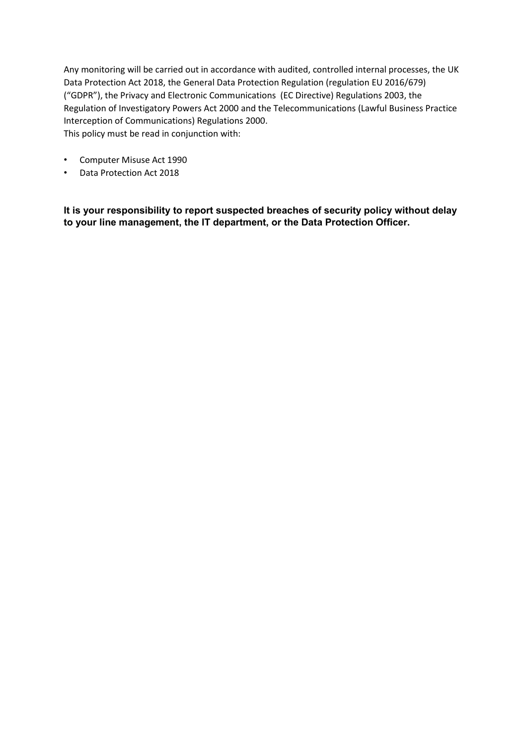Any monitoring will be carried out in accordance with audited, controlled internal processes, the UK Data Protection Act 2018, the General Data Protection Regulation (regulation EU 2016/679) ("GDPR"), the Privacy and Electronic Communications (EC Directive) Regulations 2003, the Regulation of Investigatory Powers Act 2000 and the Telecommunications (Lawful Business Practice Interception of Communications) Regulations 2000.
This policy must be read in conjunction with:

- Computer Misuse Act 1990
- Data Protection Act 2018

**It is your responsibility to report suspected breaches of security policy without delay to your line management, the IT department, or the Data Protection Officer.**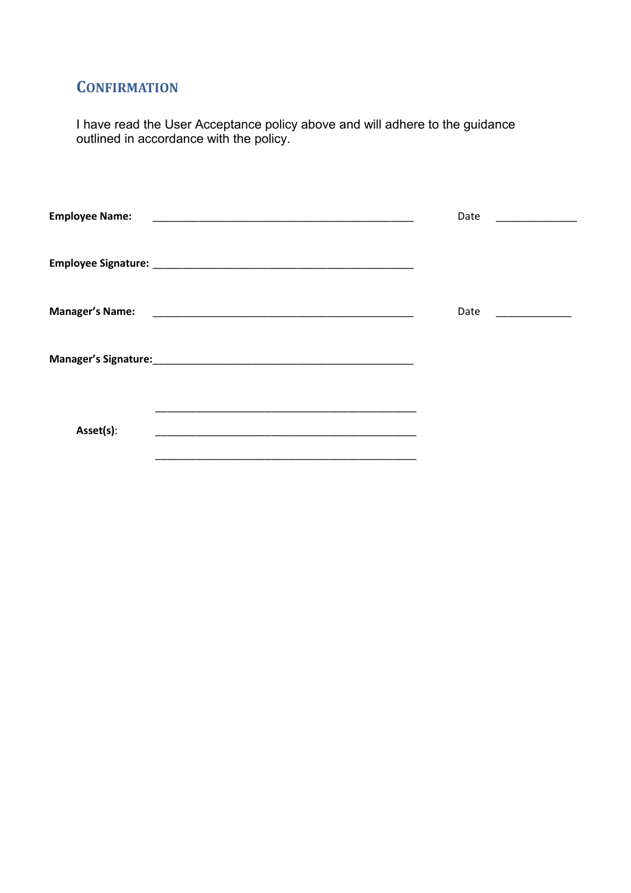## CONFIRMATION

I have read the User Acceptance policy above and will adhere to the guidance outlined in accordance with the policy.

**Employee Name:** _____________________________________________ Date ______________

**Employee Signature:** _____________________________________________

**Manager's Name:** _____________________________________________ Date _____________

**Manager's Signature:**_____________________________________________

_____________________________________________

**Asset(s)**: _____________________________________________

_____________________________________________